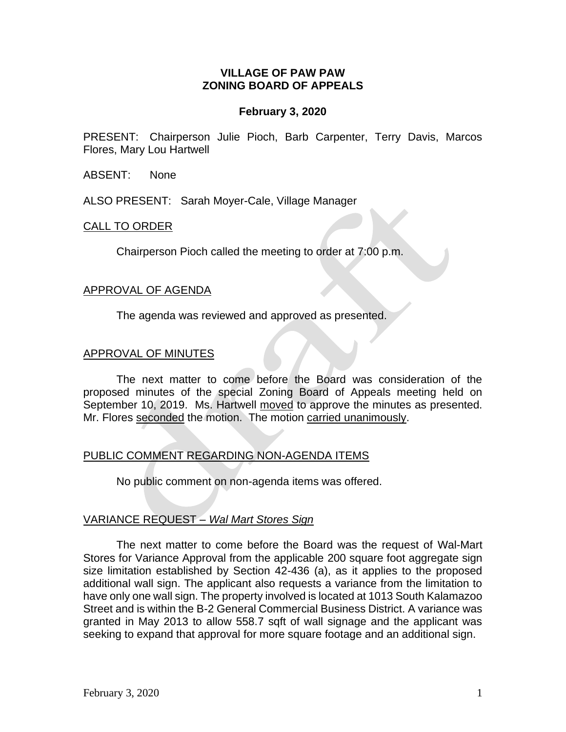**VILLAGE OF PAW PAW**
**ZONING BOARD OF APPEALS**

**February 3, 2020**

PRESENT: Chairperson Julie Pioch, Barb Carpenter, Terry Davis, Marcos Flores, Mary Lou Hartwell

ABSENT: None

ALSO PRESENT: Sarah Moyer-Cale, Village Manager

CALL TO ORDER

Chairperson Pioch called the meeting to order at 7:00 p.m.

APPROVAL OF AGENDA

The agenda was reviewed and approved as presented.

APPROVAL OF MINUTES

The next matter to come before the Board was consideration of the proposed minutes of the special Zoning Board of Appeals meeting held on September 10, 2019. Ms. Hartwell moved to approve the minutes as presented. Mr. Flores seconded the motion. The motion carried unanimously.

PUBLIC COMMENT REGARDING NON-AGENDA ITEMS

No public comment on non-agenda items was offered.

VARIANCE REQUEST – *Wal Mart Stores Sign*

The next matter to come before the Board was the request of Wal-Mart Stores for Variance Approval from the applicable 200 square foot aggregate sign size limitation established by Section 42-436 (a), as it applies to the proposed additional wall sign. The applicant also requests a variance from the limitation to have only one wall sign. The property involved is located at 1013 South Kalamazoo Street and is within the B-2 General Commercial Business District. A variance was granted in May 2013 to allow 558.7 sqft of wall signage and the applicant was seeking to expand that approval for more square footage and an additional sign.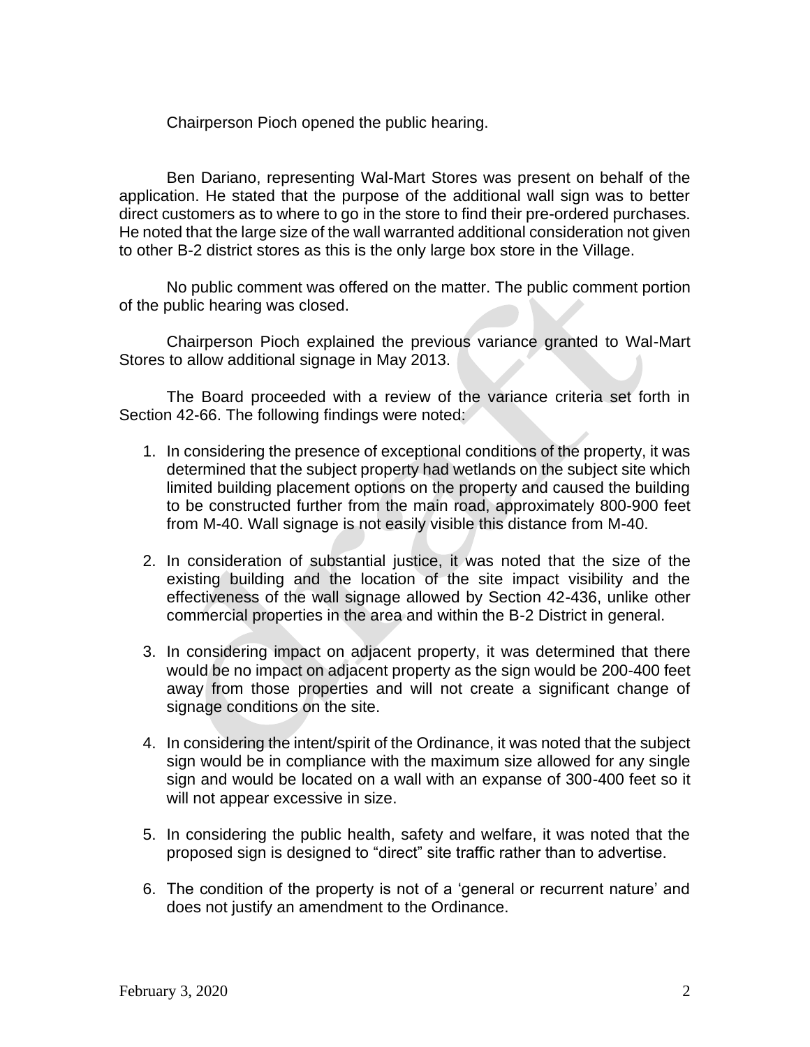Chairperson Pioch opened the public hearing.

Ben Dariano, representing Wal-Mart Stores was present on behalf of the application. He stated that the purpose of the additional wall sign was to better direct customers as to where to go in the store to find their pre-ordered purchases. He noted that the large size of the wall warranted additional consideration not given to other B-2 district stores as this is the only large box store in the Village.

No public comment was offered on the matter. The public comment portion of the public hearing was closed.

Chairperson Pioch explained the previous variance granted to Wal-Mart Stores to allow additional signage in May 2013.

The Board proceeded with a review of the variance criteria set forth in Section 42-66. The following findings were noted:

1. In considering the presence of exceptional conditions of the property, it was determined that the subject property had wetlands on the subject site which limited building placement options on the property and caused the building to be constructed further from the main road, approximately 800-900 feet from M-40. Wall signage is not easily visible this distance from M-40.

2. In consideration of substantial justice, it was noted that the size of the existing building and the location of the site impact visibility and the effectiveness of the wall signage allowed by Section 42-436, unlike other commercial properties in the area and within the B-2 District in general.

3. In considering impact on adjacent property, it was determined that there would be no impact on adjacent property as the sign would be 200-400 feet away from those properties and will not create a significant change of signage conditions on the site.

4. In considering the intent/spirit of the Ordinance, it was noted that the subject sign would be in compliance with the maximum size allowed for any single sign and would be located on a wall with an expanse of 300-400 feet so it will not appear excessive in size.

5. In considering the public health, safety and welfare, it was noted that the proposed sign is designed to "direct" site traffic rather than to advertise.

6. The condition of the property is not of a 'general or recurrent nature' and does not justify an amendment to the Ordinance.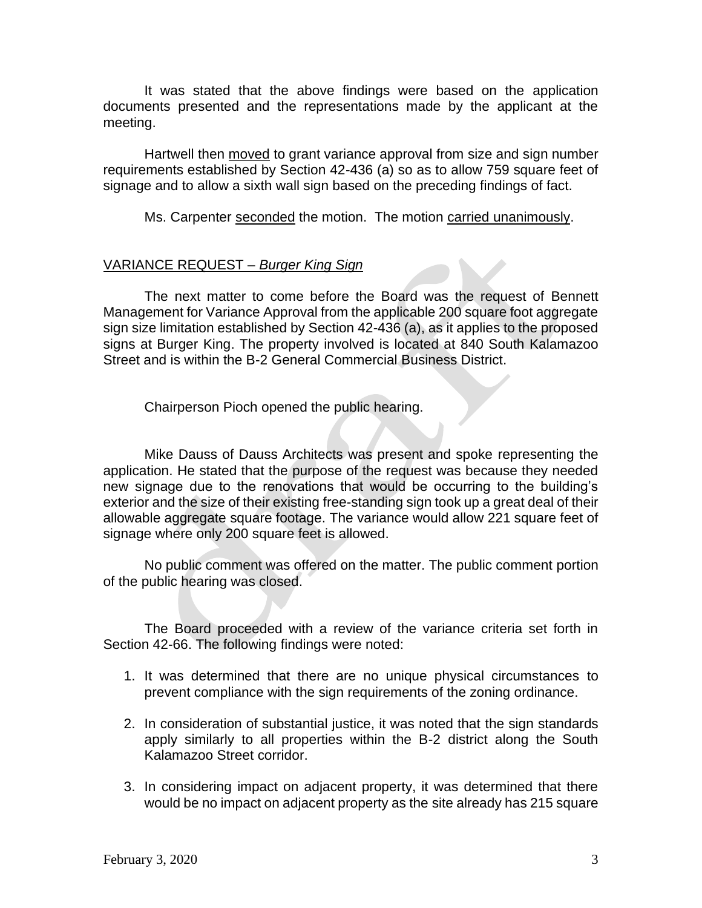It was stated that the above findings were based on the application documents presented and the representations made by the applicant at the meeting.

Hartwell then moved to grant variance approval from size and sign number requirements established by Section 42-436 (a) so as to allow 759 square feet of signage and to allow a sixth wall sign based on the preceding findings of fact.

Ms. Carpenter seconded the motion. The motion carried unanimously.

VARIANCE REQUEST – *Burger King Sign*

The next matter to come before the Board was the request of Bennett Management for Variance Approval from the applicable 200 square foot aggregate sign size limitation established by Section 42-436 (a), as it applies to the proposed signs at Burger King. The property involved is located at 840 South Kalamazoo Street and is within the B-2 General Commercial Business District.

Chairperson Pioch opened the public hearing.

Mike Dauss of Dauss Architects was present and spoke representing the application. He stated that the purpose of the request was because they needed new signage due to the renovations that would be occurring to the building's exterior and the size of their existing free-standing sign took up a great deal of their allowable aggregate square footage. The variance would allow 221 square feet of signage where only 200 square feet is allowed.

No public comment was offered on the matter. The public comment portion of the public hearing was closed.

The Board proceeded with a review of the variance criteria set forth in Section 42-66. The following findings were noted:

1. It was determined that there are no unique physical circumstances to prevent compliance with the sign requirements of the zoning ordinance.

2. In consideration of substantial justice, it was noted that the sign standards apply similarly to all properties within the B-2 district along the South Kalamazoo Street corridor.

3. In considering impact on adjacent property, it was determined that there would be no impact on adjacent property as the site already has 215 square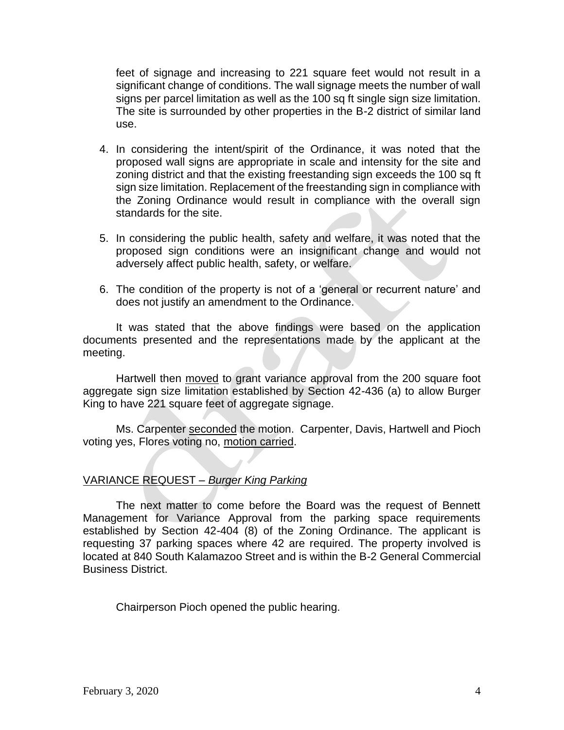feet of signage and increasing to 221 square feet would not result in a significant change of conditions. The wall signage meets the number of wall signs per parcel limitation as well as the 100 sq ft single sign size limitation. The site is surrounded by other properties in the B-2 district of similar land use.

4. In considering the intent/spirit of the Ordinance, it was noted that the proposed wall signs are appropriate in scale and intensity for the site and zoning district and that the existing freestanding sign exceeds the 100 sq ft sign size limitation. Replacement of the freestanding sign in compliance with the Zoning Ordinance would result in compliance with the overall sign standards for the site.

5. In considering the public health, safety and welfare, it was noted that the proposed sign conditions were an insignificant change and would not adversely affect public health, safety, or welfare.

6. The condition of the property is not of a 'general or recurrent nature' and does not justify an amendment to the Ordinance.

It was stated that the above findings were based on the application documents presented and the representations made by the applicant at the meeting.

Hartwell then <u>moved</u> to grant variance approval from the 200 square foot aggregate sign size limitation established by Section 42-436 (a) to allow Burger King to have 221 square feet of aggregate signage.

Ms. Carpenter <u>seconded</u> the motion. Carpenter, Davis, Hartwell and Pioch voting yes, Flores voting no, <u>motion carried</u>.

<u>VARIANCE REQUEST – *Burger King Parking*</u>

The next matter to come before the Board was the request of Bennett Management for Variance Approval from the parking space requirements established by Section 42-404 (8) of the Zoning Ordinance. The applicant is requesting 37 parking spaces where 42 are required. The property involved is located at 840 South Kalamazoo Street and is within the B-2 General Commercial Business District.

Chairperson Pioch opened the public hearing.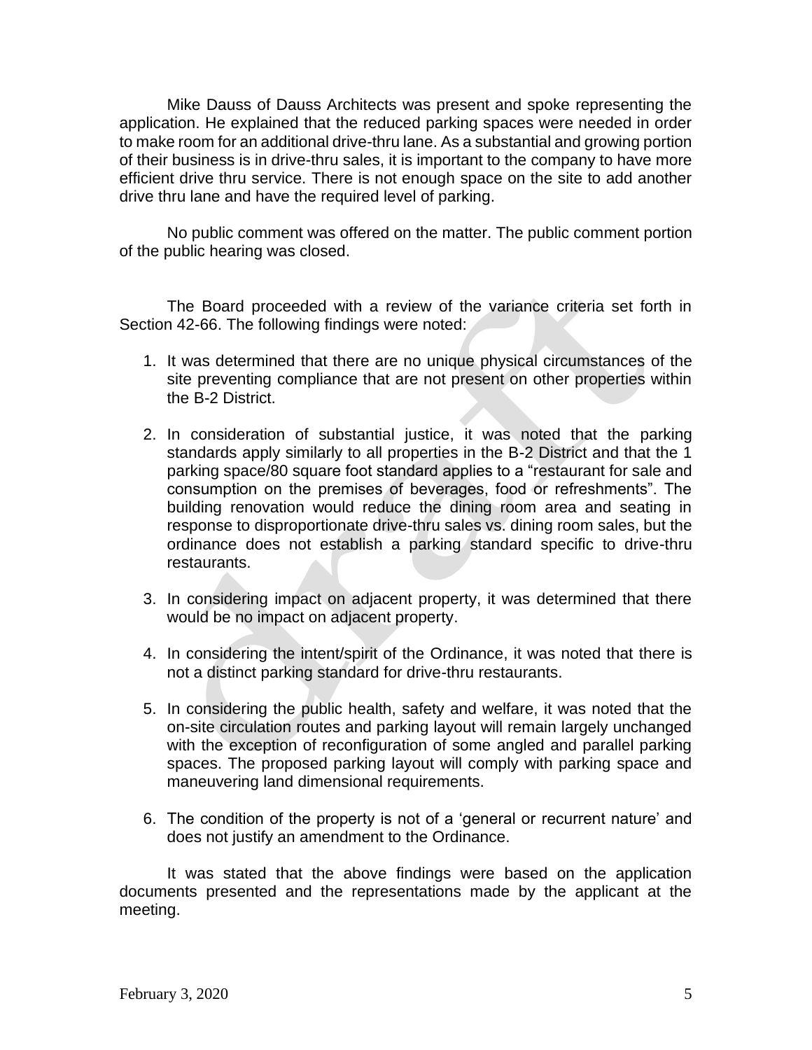Mike Dauss of Dauss Architects was present and spoke representing the application. He explained that the reduced parking spaces were needed in order to make room for an additional drive-thru lane. As a substantial and growing portion of their business is in drive-thru sales, it is important to the company to have more efficient drive thru service. There is not enough space on the site to add another drive thru lane and have the required level of parking.

No public comment was offered on the matter. The public comment portion of the public hearing was closed.

The Board proceeded with a review of the variance criteria set forth in Section 42-66. The following findings were noted:

1. It was determined that there are no unique physical circumstances of the site preventing compliance that are not present on other properties within the B-2 District.

2. In consideration of substantial justice, it was noted that the parking standards apply similarly to all properties in the B-2 District and that the 1 parking space/80 square foot standard applies to a "restaurant for sale and consumption on the premises of beverages, food or refreshments". The building renovation would reduce the dining room area and seating in response to disproportionate drive-thru sales vs. dining room sales, but the ordinance does not establish a parking standard specific to drive-thru restaurants.

3. In considering impact on adjacent property, it was determined that there would be no impact on adjacent property.

4. In considering the intent/spirit of the Ordinance, it was noted that there is not a distinct parking standard for drive-thru restaurants.

5. In considering the public health, safety and welfare, it was noted that the on-site circulation routes and parking layout will remain largely unchanged with the exception of reconfiguration of some angled and parallel parking spaces. The proposed parking layout will comply with parking space and maneuvering land dimensional requirements.

6. The condition of the property is not of a 'general or recurrent nature' and does not justify an amendment to the Ordinance.

It was stated that the above findings were based on the application documents presented and the representations made by the applicant at the meeting.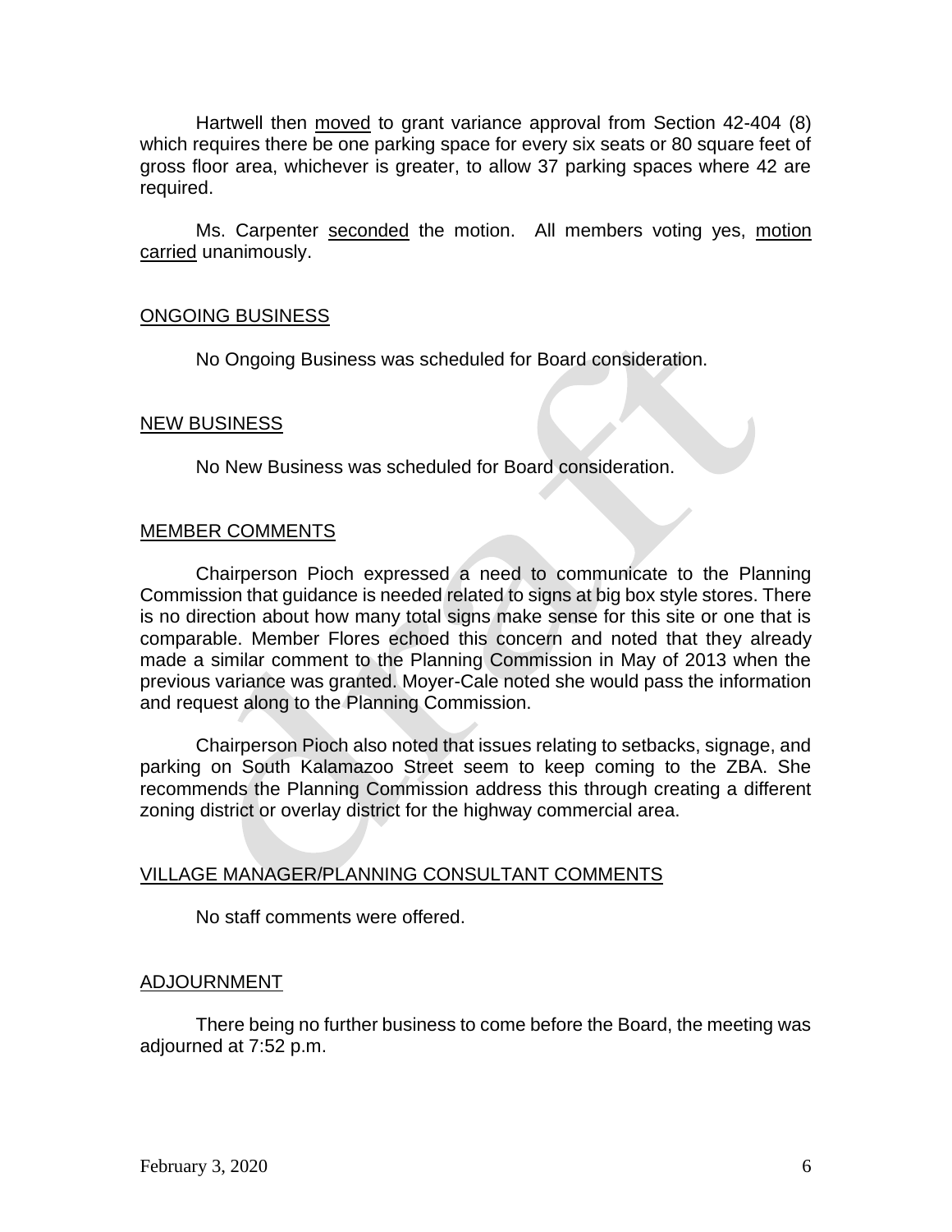Hartwell then moved to grant variance approval from Section 42-404 (8) which requires there be one parking space for every six seats or 80 square feet of gross floor area, whichever is greater, to allow 37 parking spaces where 42 are required.

Ms. Carpenter seconded the motion. All members voting yes, motion carried unanimously.

## ONGOING BUSINESS

No Ongoing Business was scheduled for Board consideration.

## NEW BUSINESS

No New Business was scheduled for Board consideration.

## MEMBER COMMENTS

Chairperson Pioch expressed a need to communicate to the Planning Commission that guidance is needed related to signs at big box style stores. There is no direction about how many total signs make sense for this site or one that is comparable. Member Flores echoed this concern and noted that they already made a similar comment to the Planning Commission in May of 2013 when the previous variance was granted. Moyer-Cale noted she would pass the information and request along to the Planning Commission.

Chairperson Pioch also noted that issues relating to setbacks, signage, and parking on South Kalamazoo Street seem to keep coming to the ZBA. She recommends the Planning Commission address this through creating a different zoning district or overlay district for the highway commercial area.

## VILLAGE MANAGER/PLANNING CONSULTANT COMMENTS

No staff comments were offered.

## ADJOURNMENT

There being no further business to come before the Board, the meeting was adjourned at 7:52 p.m.

February 3, 2020